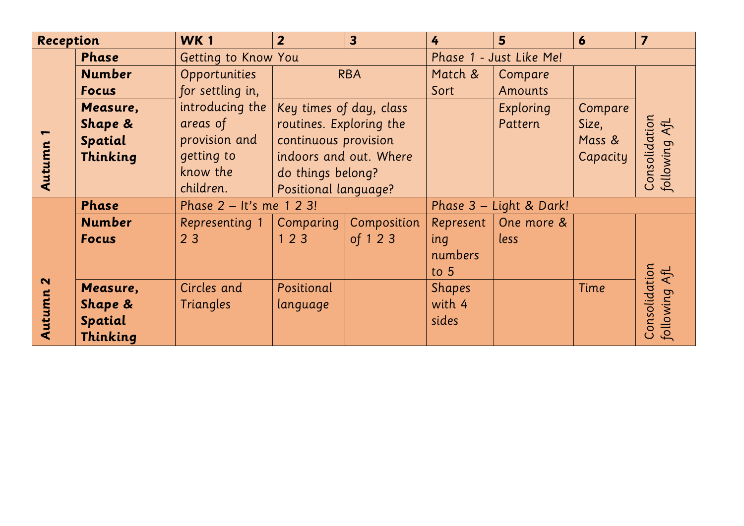| Reception | | WK 1 | 2 | 3 | 4 | 5 | 6 | 7 |
|---|---|---|---|---|---|---|---|---|
| Autumn 1 | **Phase** | Getting to Know You | | | Phase 1 - Just Like Me! | | | |
| | **Number Focus** | Opportunities for settling in, introducing the areas of provision and getting to know the children. | RBA | | Match & Sort | Compare Amounts | | Consolidation following AfL |
| | **Measure, Shape & Spatial Thinking** | | Key times of day, class routines. Exploring the continuous provision indoors and out. Where do things belong? Positional language? | | | Exploring Pattern | Compare Size, Mass & Capacity | |
| Autumn 2 | **Phase** | Phase 2 – It's me 1 2 3! | | | Phase 3 – Light & Dark! | | | |
| | **Number Focus** | Representing 1 2 3 | Comparing 1 2 3 | Composition of 1 2 3 | Representing numbers to 5 | One more & less | | Consolidation following AfL |
| | **Measure, Shape & Spatial Thinking** | Circles and Triangles | Positional language | | Shapes with 4 sides | | Time | |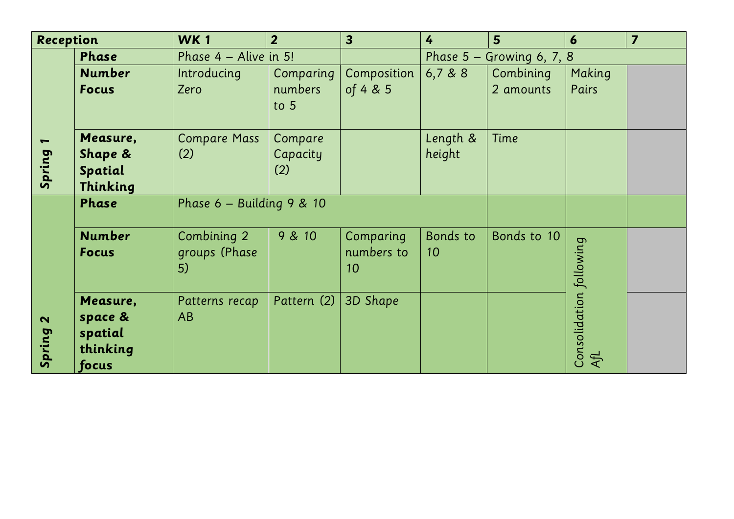| Reception | | WK 1 | 2 | 3 | 4 | 5 | 6 | 7 |
|---|---|---|---|---|---|---|---|---|
| Spring 1 | Phase | Phase 4 – Alive in 5! | | | Phase 5 – Growing 6, 7, 8 | | | |
| | Number Focus | Introducing Zero | Comparing numbers to 5 | Composition of 4 & 5 | 6,7 & 8 | Combining 2 amounts | Making Pairs | |
| | Measure, Shape & Spatial Thinking | Compare Mass (2) | Compare Capacity (2) | | Length & height | Time | | |
| Spring 2 | Phase | Phase 6 – Building 9 & 10 | | | | | | |
| | Number Focus | Combining 2 groups (Phase 5) | 9 & 10 | Comparing numbers to 10 | Bonds to 10 | Bonds to 10 | Consolidation following AfL | |
| | Measure, space & spatial thinking focus | Patterns recap AB | Pattern (2) | 3D Shape | | | | |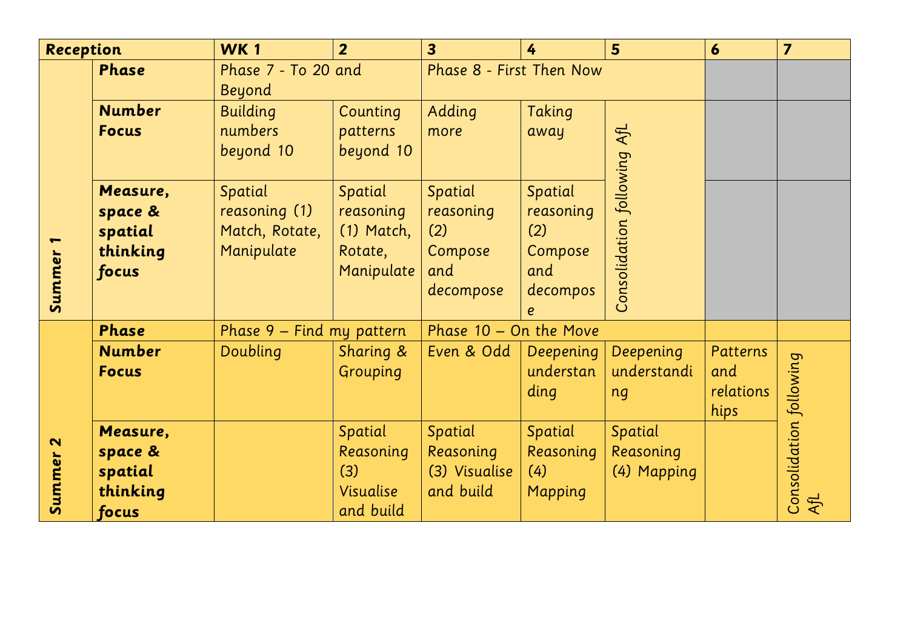| Reception | | WK 1 | 2 | 3 | 4 | 5 | 6 | 7 |
|---|---|---|---|---|---|---|---|---|
| Summer 1 | **Phase** | Phase 7 - To 20 and Beyond | | Phase 8 - First Then Now | | | | |
| | **Number Focus** | Building numbers beyond 10 | Counting patterns beyond 10 | Adding more | Taking away | Consolidation following AfL | | |
| | **Measure, space & spatial thinking focus** | Spatial reasoning (1) Match, Rotate, Manipulate | Spatial reasoning (1) Match, Rotate, Manipulate | Spatial reasoning (2) Compose and decompose | Spatial reasoning (2) Compose and decompose | | | |
| Summer 2 | **Phase** | Phase 9 – Find my pattern | | Phase 10 – On the Move | | | | |
| | **Number Focus** | Doubling | Sharing & Grouping | Even & Odd | Deepening understanding | Deepening understanding | Patterns and relationships | Consolidation following AfL |
| | **Measure, space & spatial thinking focus** | | Spatial Reasoning (3) Visualise and build | Spatial Reasoning (3) Visualise and build | Spatial Reasoning (4) Mapping | Spatial Reasoning (4) Mapping | | |